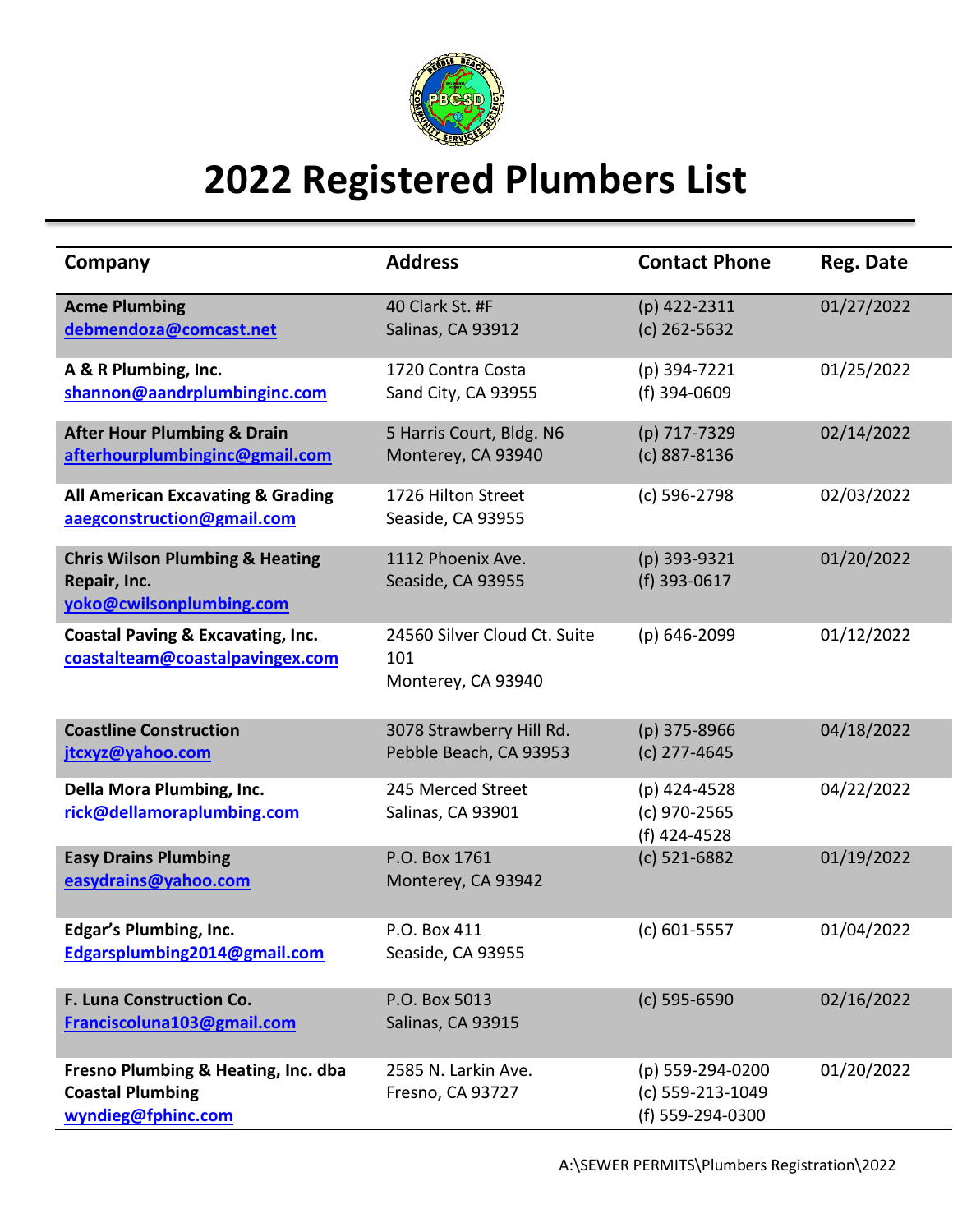# 2022 Registered Plumbers List

| Company | Address | Contact Phone | Reg. Date |
|---|---|---|---|
| **Acme Plumbing**<br>debmendoza@comcast.net | 40 Clark St. #F<br>Salinas, CA 93912 | (p) 422-2311<br>(c) 262-5632 | 01/27/2022 |
| **A & R Plumbing, Inc.**<br>shannon@aandrplumbinginc.com | 1720 Contra Costa<br>Sand City, CA 93955 | (p) 394-7221<br>(f) 394-0609 | 01/25/2022 |
| **After Hour Plumbing & Drain**<br>afterhourplumbinginc@gmail.com | 5 Harris Court, Bldg. N6<br>Monterey, CA 93940 | (p) 717-7329<br>(c) 887-8136 | 02/14/2022 |
| **All American Excavating & Grading**<br>aaegconstruction@gmail.com | 1726 Hilton Street<br>Seaside, CA 93955 | (c) 596-2798 | 02/03/2022 |
| **Chris Wilson Plumbing & Heating Repair, Inc.**<br>yoko@cwilsonplumbing.com | 1112 Phoenix Ave.<br>Seaside, CA 93955 | (p) 393-9321<br>(f) 393-0617 | 01/20/2022 |
| **Coastal Paving & Excavating, Inc.**<br>coastalteam@coastalpavingex.com | 24560 Silver Cloud Ct. Suite 101<br>Monterey, CA 93940 | (p) 646-2099 | 01/12/2022 |
| **Coastline Construction**<br>jtcxyz@yahoo.com | 3078 Strawberry Hill Rd.<br>Pebble Beach, CA 93953 | (p) 375-8966<br>(c) 277-4645 | 04/18/2022 |
| **Della Mora Plumbing, Inc.**<br>rick@dellamoraplumbing.com | 245 Merced Street<br>Salinas, CA 93901 | (p) 424-4528<br>(c) 970-2565<br>(f) 424-4528 | 04/22/2022 |
| **Easy Drains Plumbing**<br>easydrains@yahoo.com | P.O. Box 1761<br>Monterey, CA 93942 | (c) 521-6882 | 01/19/2022 |
| **Edgar's Plumbing, Inc.**<br>Edgarsplumbing2014@gmail.com | P.O. Box 411<br>Seaside, CA 93955 | (c) 601-5557 | 01/04/2022 |
| **F. Luna Construction Co.**<br>Franciscoluna103@gmail.com | P.O. Box 5013<br>Salinas, CA 93915 | (c) 595-6590 | 02/16/2022 |
| **Fresno Plumbing & Heating, Inc. dba Coastal Plumbing**<br>wyndieg@fphinc.com | 2585 N. Larkin Ave.<br>Fresno, CA 93727 | (p) 559-294-0200<br>(c) 559-213-1049<br>(f) 559-294-0300 | 01/20/2022 |

A:\SEWER PERMITS\Plumbers Registration\2022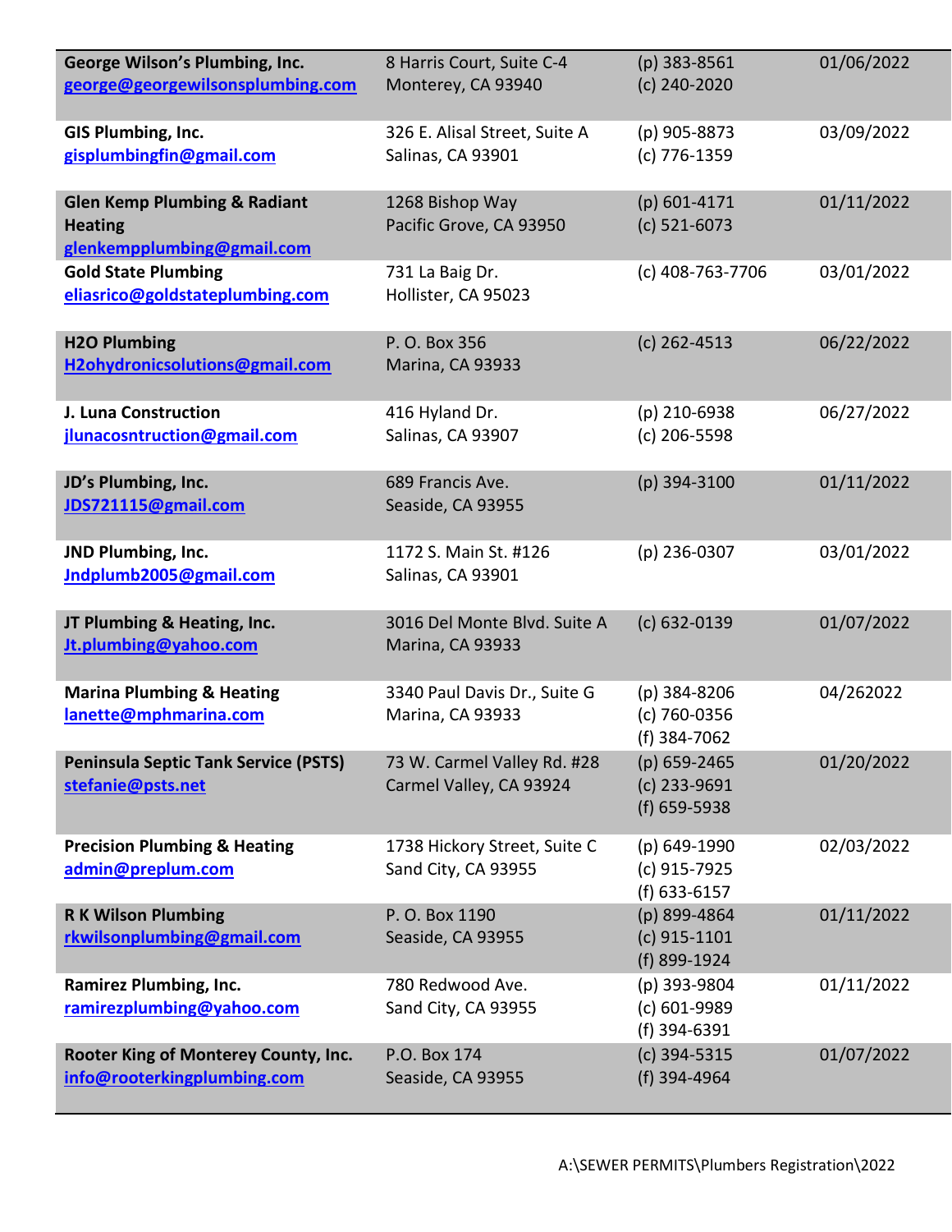| | | | |
|---|---|---|---|
| **George Wilson's Plumbing, Inc.**<br>george@georgewilsonsplumbing.com | 8 Harris Court, Suite C-4<br>Monterey, CA 93940 | (p) 383-8561<br>(c) 240-2020 | 01/06/2022 |
| **GIS Plumbing, Inc.**<br>gisplumbingfin@gmail.com | 326 E. Alisal Street, Suite A<br>Salinas, CA 93901 | (p) 905-8873<br>(c) 776-1359 | 03/09/2022 |
| **Glen Kemp Plumbing & Radiant Heating**<br>glenkempplumbing@gmail.com | 1268 Bishop Way<br>Pacific Grove, CA 93950 | (p) 601-4171<br>(c) 521-6073 | 01/11/2022 |
| **Gold State Plumbing**<br>eliasrico@goldstateplumbing.com | 731 La Baig Dr.<br>Hollister, CA 95023 | (c) 408-763-7706 | 03/01/2022 |
| **H2O Plumbing**<br>H2ohydronicsolutions@gmail.com | P. O. Box 356<br>Marina, CA 93933 | (c) 262-4513 | 06/22/2022 |
| **J. Luna Construction**<br>jlunacosntruction@gmail.com | 416 Hyland Dr.<br>Salinas, CA 93907 | (p) 210-6938<br>(c) 206-5598 | 06/27/2022 |
| **JD's Plumbing, Inc.**<br>JDS721115@gmail.com | 689 Francis Ave.<br>Seaside, CA 93955 | (p) 394-3100 | 01/11/2022 |
| **JND Plumbing, Inc.**<br>Jndplumb2005@gmail.com | 1172 S. Main St. #126<br>Salinas, CA 93901 | (p) 236-0307 | 03/01/2022 |
| **JT Plumbing & Heating, Inc.**<br>Jt.plumbing@yahoo.com | 3016 Del Monte Blvd. Suite A<br>Marina, CA 93933 | (c) 632-0139 | 01/07/2022 |
| **Marina Plumbing & Heating**<br>lanette@mphmarina.com | 3340 Paul Davis Dr., Suite G<br>Marina, CA 93933 | (p) 384-8206<br>(c) 760-0356<br>(f) 384-7062 | 04/262022 |
| **Peninsula Septic Tank Service (PSTS)**<br>stefanie@psts.net | 73 W. Carmel Valley Rd. #28<br>Carmel Valley, CA 93924 | (p) 659-2465<br>(c) 233-9691<br>(f) 659-5938 | 01/20/2022 |
| **Precision Plumbing & Heating**<br>admin@preplum.com | 1738 Hickory Street, Suite C<br>Sand City, CA 93955 | (p) 649-1990<br>(c) 915-7925<br>(f) 633-6157 | 02/03/2022 |
| **R K Wilson Plumbing**<br>rkwilsonplumbing@gmail.com | P. O. Box 1190<br>Seaside, CA 93955 | (p) 899-4864<br>(c) 915-1101<br>(f) 899-1924 | 01/11/2022 |
| **Ramirez Plumbing, Inc.**<br>ramirezplumbing@yahoo.com | 780 Redwood Ave.<br>Sand City, CA 93955 | (p) 393-9804<br>(c) 601-9989<br>(f) 394-6391 | 01/11/2022 |
| **Rooter King of Monterey County, Inc.**<br>info@rooterkingplumbing.com | P.O. Box 174<br>Seaside, CA 93955 | (c) 394-5315<br>(f) 394-4964 | 01/07/2022 |

A:\SEWER PERMITS\Plumbers Registration\2022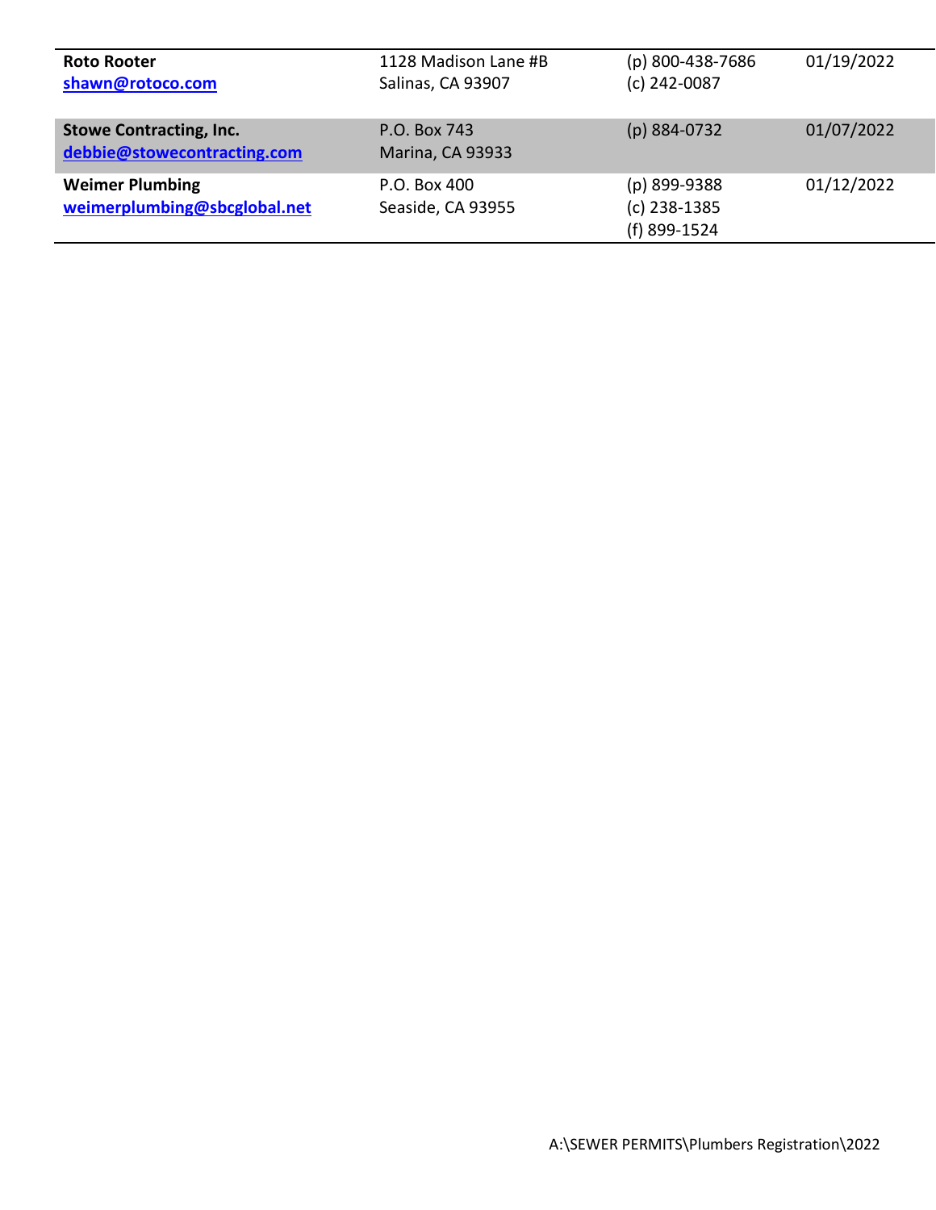| | | | |
|---|---|---|---|
| **Roto Rooter**<br>**shawn@rotoco.com** | 1128 Madison Lane #B<br>Salinas, CA 93907 | (p) 800-438-7686<br>(c) 242-0087 | 01/19/2022 |
| **Stowe Contracting, Inc.**<br>**debbie@stowecontracting.com** | P.O. Box 743<br>Marina, CA 93933 | (p) 884-0732 | 01/07/2022 |
| **Weimer Plumbing**<br>**weimerplumbing@sbcglobal.net** | P.O. Box 400<br>Seaside, CA 93955 | (p) 899-9388<br>(c) 238-1385<br>(f) 899-1524 | 01/12/2022 |